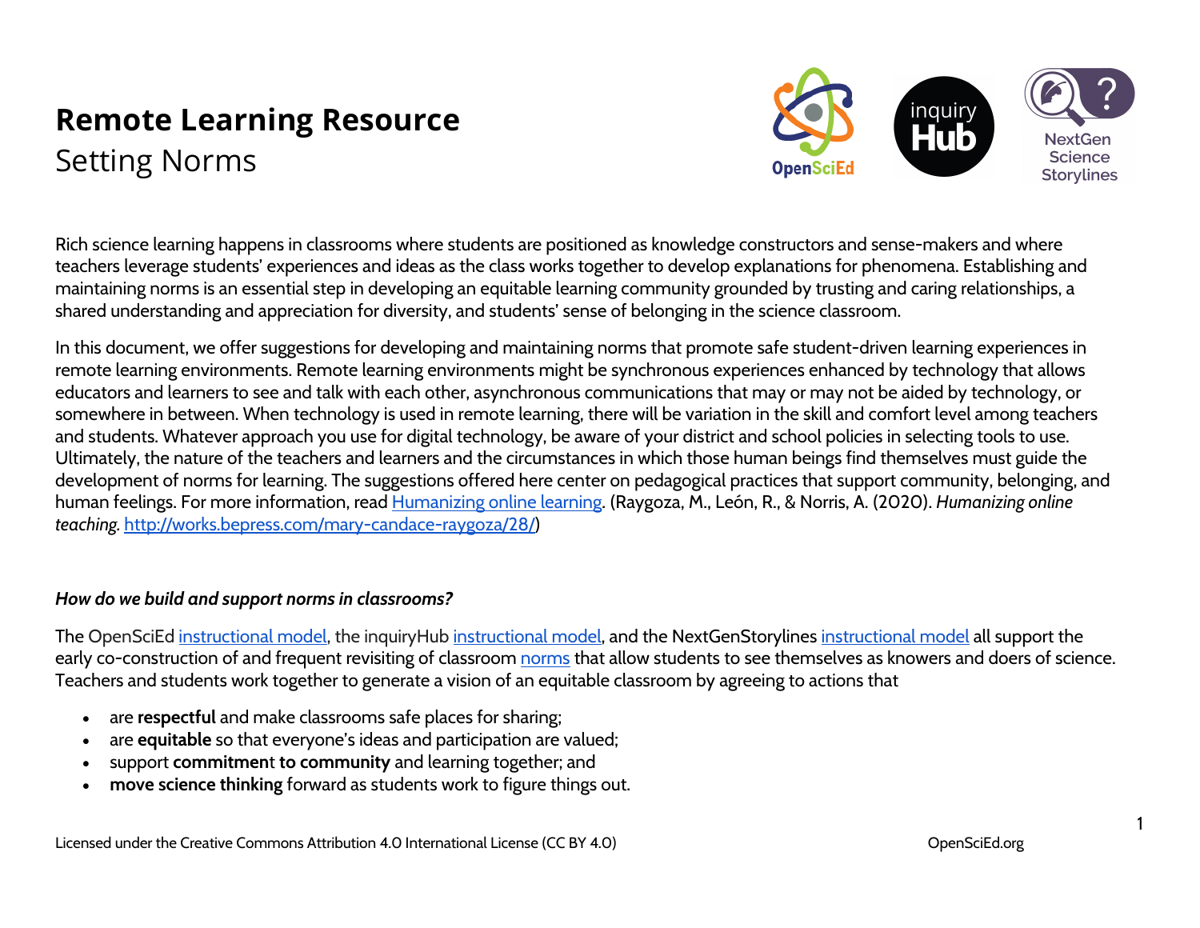# Remote Learning Resource

## Setting Norms

Rich science learning happens in classrooms where students are positioned as knowledge constructors and sense-makers and where teachers leverage students' experiences and ideas as the class works together to develop explanations for phenomena. Establishing and maintaining norms is an essential step in developing an equitable learning community grounded by trusting and caring relationships, a shared understanding and appreciation for diversity, and students' sense of belonging in the science classroom.

In this document, we offer suggestions for developing and maintaining norms that promote safe student-driven learning experiences in remote learning environments. Remote learning environments might be synchronous experiences enhanced by technology that allows educators and learners to see and talk with each other, asynchronous communications that may or may not be aided by technology, or somewhere in between. When technology is used in remote learning, there will be variation in the skill and comfort level among teachers and students. Whatever approach you use for digital technology, be aware of your district and school policies in selecting tools to use. Ultimately, the nature of the teachers and learners and the circumstances in which those human beings find themselves must guide the development of norms for learning. The suggestions offered here center on pedagogical practices that support community, belonging, and human feelings. For more information, read Humanizing online learning. (Raygoza, M., León, R., & Norris, A. (2020). *Humanizing online teaching.* http://works.bepress.com/mary-candace-raygoza/28/)

### *How do we build and support norms in classrooms?*

The OpenSciEd instructional model, the inquiryHub instructional model, and the NextGenStorylines instructional model all support the early co-construction of and frequent revisiting of classroom norms that allow students to see themselves as knowers and doers of science. Teachers and students work together to generate a vision of an equitable classroom by agreeing to actions that

- are **respectful** and make classrooms safe places for sharing;
- are **equitable** so that everyone's ideas and participation are valued;
- support **commitment to community** and learning together; and
- **move science thinking** forward as students work to figure things out.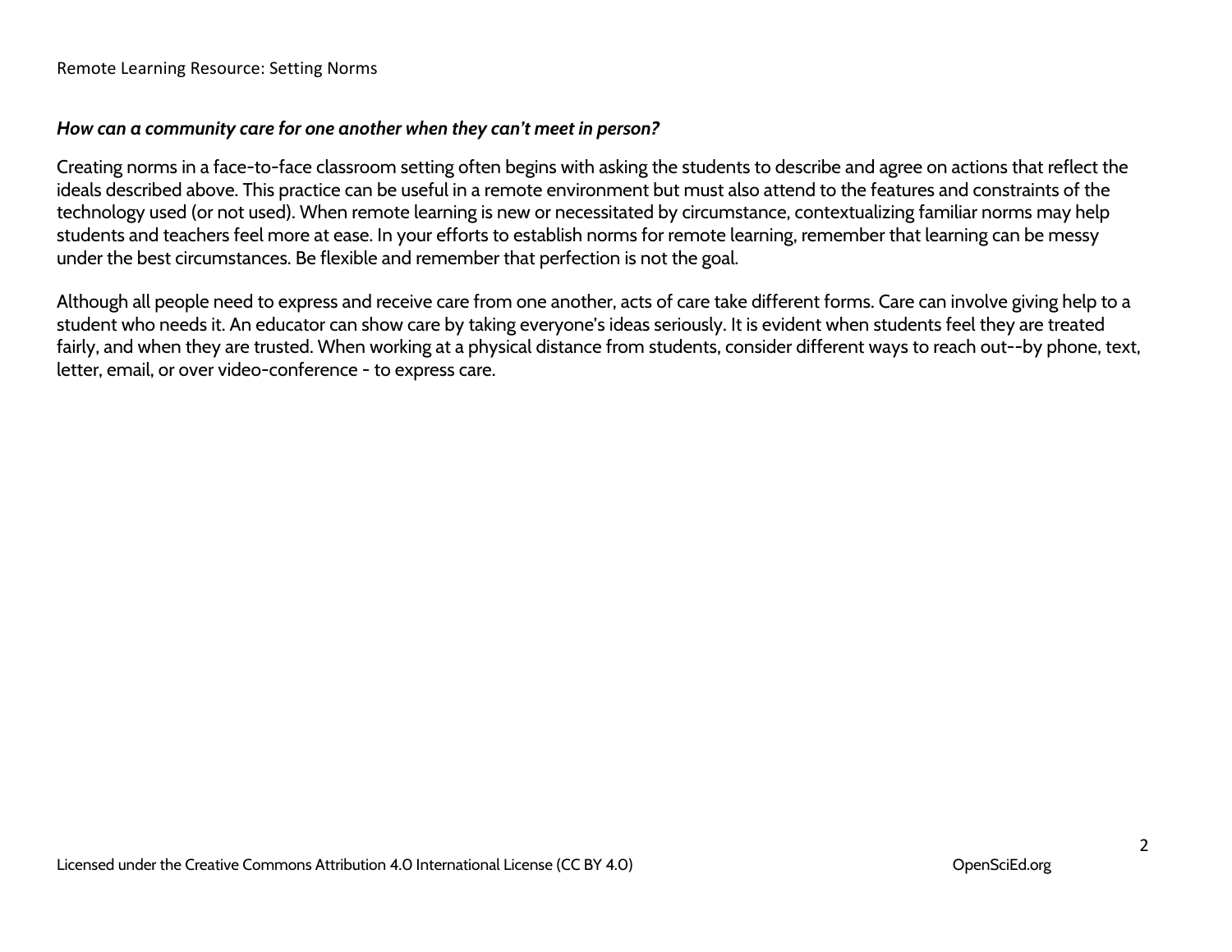***How can a community care for one another when they can't meet in person?***

Creating norms in a face-to-face classroom setting often begins with asking the students to describe and agree on actions that reflect the ideals described above. This practice can be useful in a remote environment but must also attend to the features and constraints of the technology used (or not used). When remote learning is new or necessitated by circumstance, contextualizing familiar norms may help students and teachers feel more at ease. In your efforts to establish norms for remote learning, remember that learning can be messy under the best circumstances. Be flexible and remember that perfection is not the goal.

Although all people need to express and receive care from one another, acts of care take different forms. Care can involve giving help to a student who needs it. An educator can show care by taking everyone's ideas seriously. It is evident when students feel they are treated fairly, and when they are trusted. When working at a physical distance from students, consider different ways to reach out--by phone, text, letter, email, or over video-conference - to express care.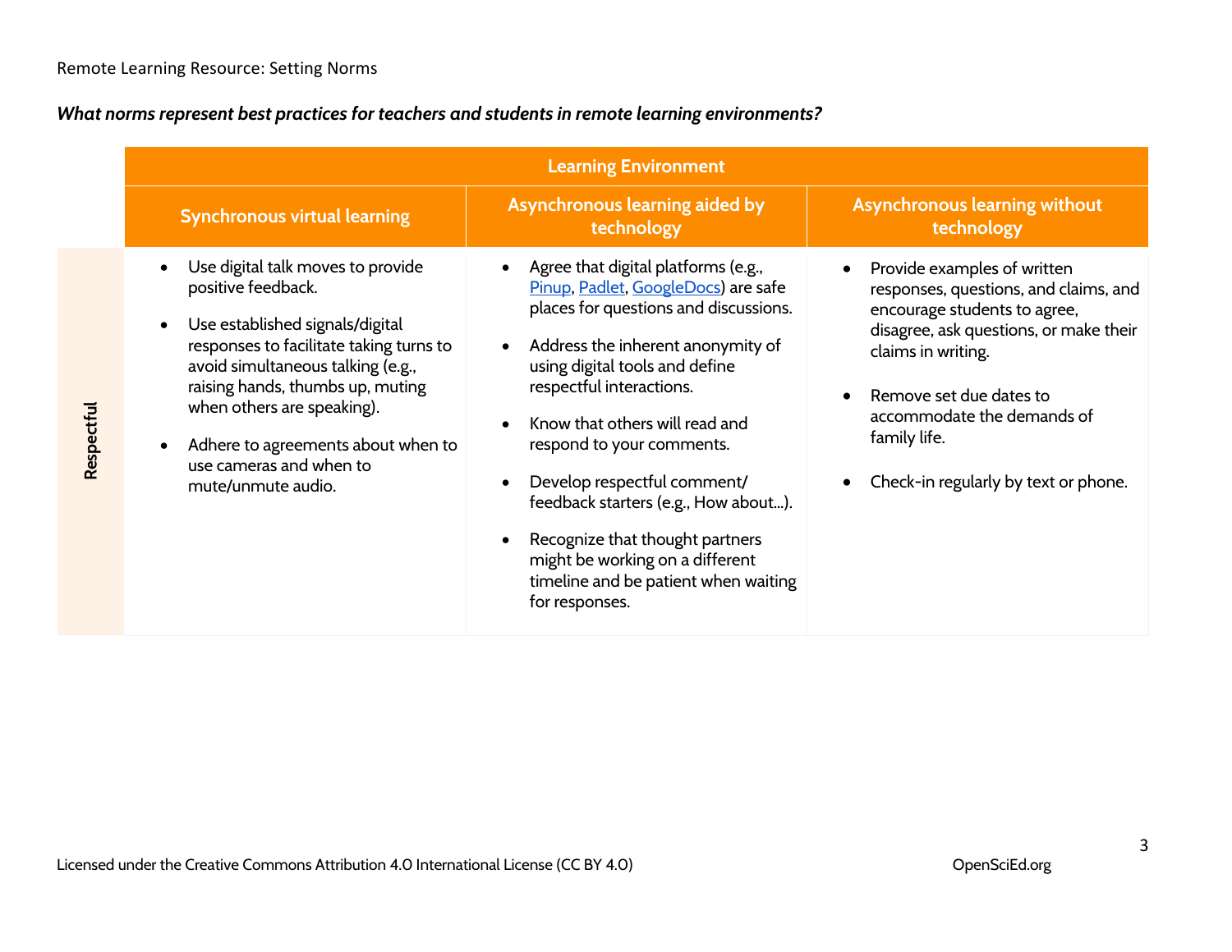Remote Learning Resource: Setting Norms

***What norms represent best practices for teachers and students in remote learning environments?***

| | Learning Environment | | |
|---|---|---|---|
| | **Synchronous virtual learning** | **Asynchronous learning aided by technology** | **Asynchronous learning without technology** |
| **Respectful** | • Use digital talk moves to provide positive feedback.<br>• Use established signals/digital responses to facilitate taking turns to avoid simultaneous talking (e.g., raising hands, thumbs up, muting when others are speaking).<br>• Adhere to agreements about when to use cameras and when to mute/unmute audio. | • Agree that digital platforms (e.g., Pinup, Padlet, GoogleDocs) are safe places for questions and discussions.<br>• Address the inherent anonymity of using digital tools and define respectful interactions.<br>• Know that others will read and respond to your comments.<br>• Develop respectful comment/ feedback starters (e.g., How about…).<br>• Recognize that thought partners might be working on a different timeline and be patient when waiting for responses. | • Provide examples of written responses, questions, and claims, and encourage students to agree, disagree, ask questions, or make their claims in writing.<br>• Remove set due dates to accommodate the demands of family life.<br>• Check-in regularly by text or phone. |

Licensed under the Creative Commons Attribution 4.0 International License (CC BY 4.0) OpenSciEd.org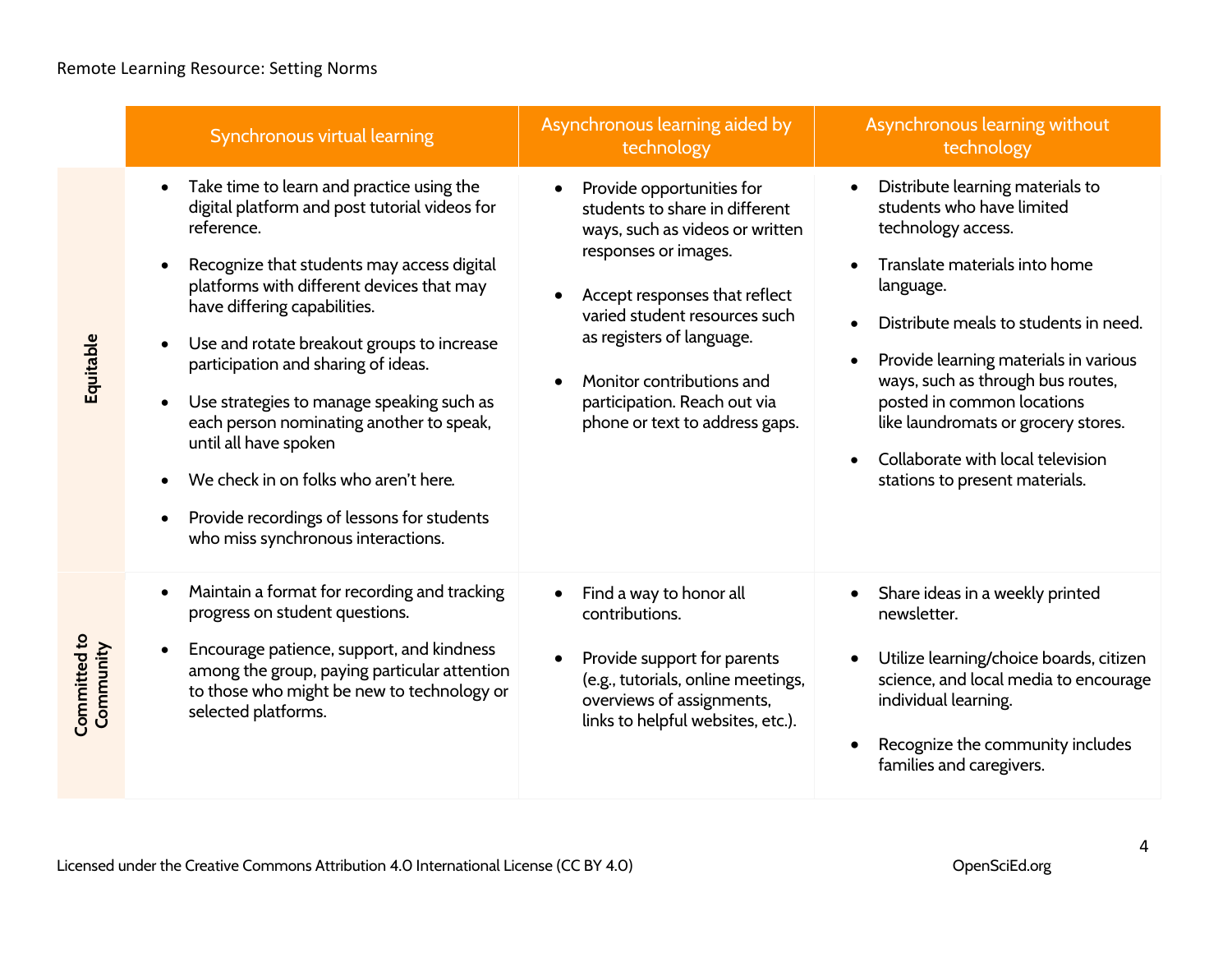| | Synchronous virtual learning | Asynchronous learning aided by technology | Asynchronous learning without technology |
|---|---|---|---|
| **Equitable** | • Take time to learn and practice using the digital platform and post tutorial videos for reference.<br>• Recognize that students may access digital platforms with different devices that may have differing capabilities.<br>• Use and rotate breakout groups to increase participation and sharing of ideas.<br>• Use strategies to manage speaking such as each person nominating another to speak, until all have spoken<br>• We check in on folks who aren't here.<br>• Provide recordings of lessons for students who miss synchronous interactions. | • Provide opportunities for students to share in different ways, such as videos or written responses or images.<br>• Accept responses that reflect varied student resources such as registers of language.<br>• Monitor contributions and participation. Reach out via phone or text to address gaps. | • Distribute learning materials to students who have limited technology access.<br>• Translate materials into home language.<br>• Distribute meals to students in need.<br>• Provide learning materials in various ways, such as through bus routes, posted in common locations like laundromats or grocery stores.<br>• Collaborate with local television stations to present materials. |
| **Committed to Community** | • Maintain a format for recording and tracking progress on student questions.<br>• Encourage patience, support, and kindness among the group, paying particular attention to those who might be new to technology or selected platforms. | • Find a way to honor all contributions.<br>• Provide support for parents (e.g., tutorials, online meetings, overviews of assignments, links to helpful websites, etc.). | • Share ideas in a weekly printed newsletter.<br>• Utilize learning/choice boards, citizen science, and local media to encourage individual learning.<br>• Recognize the community includes families and caregivers. |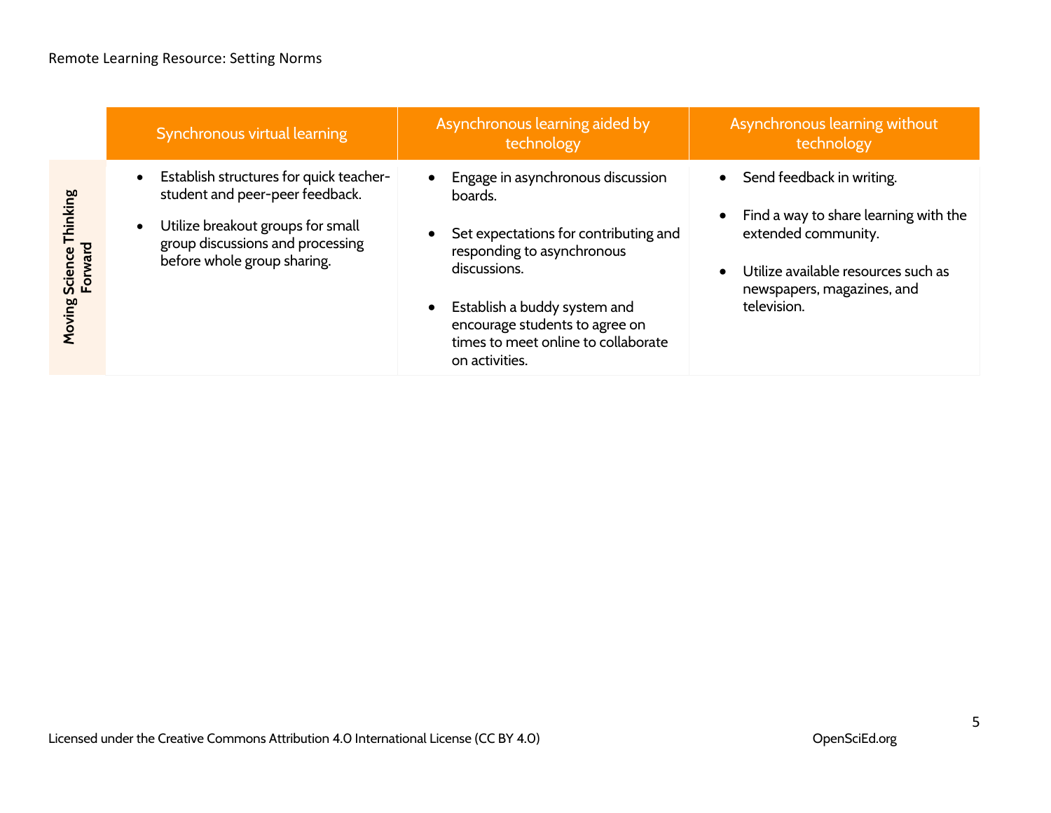| | Synchronous virtual learning | Asynchronous learning aided by technology | Asynchronous learning without technology |
|---|---|---|---|
| **Moving Science Thinking Forward** | • Establish structures for quick teacher-student and peer-peer feedback.<br>• Utilize breakout groups for small group discussions and processing before whole group sharing. | • Engage in asynchronous discussion boards.<br>• Set expectations for contributing and responding to asynchronous discussions.<br>• Establish a buddy system and encourage students to agree on times to meet online to collaborate on activities. | • Send feedback in writing.<br>• Find a way to share learning with the extended community.<br>• Utilize available resources such as newspapers, magazines, and television. |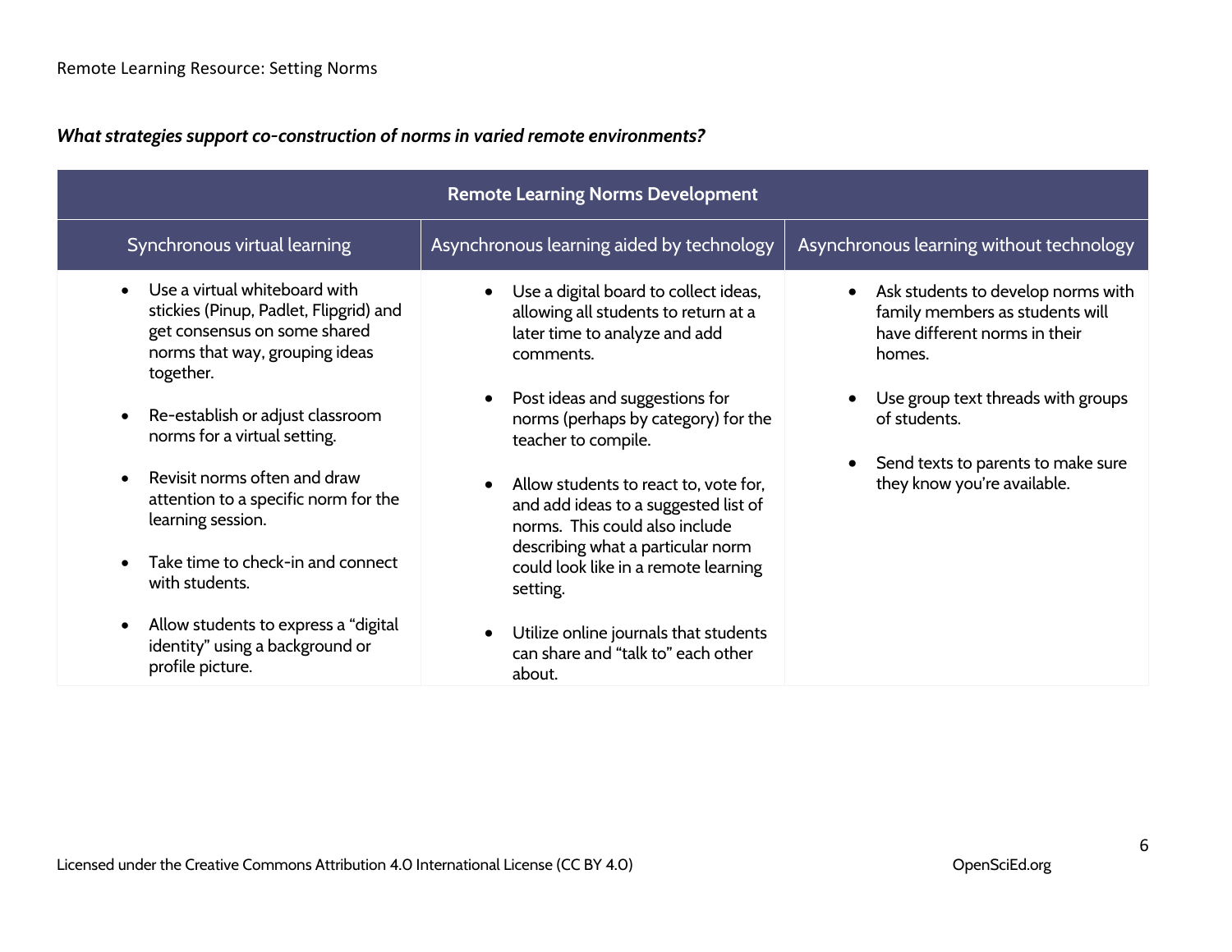*What strategies support co-construction of norms in varied remote environments?*

| Remote Learning Norms Development | | |
|---|---|---|
| Synchronous virtual learning | Asynchronous learning aided by technology | Asynchronous learning without technology |
| • Use a virtual whiteboard with stickies (Pinup, Padlet, Flipgrid) and get consensus on some shared norms that way, grouping ideas together.<br><br>• Re-establish or adjust classroom norms for a virtual setting.<br><br>• Revisit norms often and draw attention to a specific norm for the learning session.<br><br>• Take time to check-in and connect with students.<br><br>• Allow students to express a "digital identity" using a background or profile picture. | • Use a digital board to collect ideas, allowing all students to return at a later time to analyze and add comments.<br><br>• Post ideas and suggestions for norms (perhaps by category) for the teacher to compile.<br><br>• Allow students to react to, vote for, and add ideas to a suggested list of norms. This could also include describing what a particular norm could look like in a remote learning setting.<br><br>• Utilize online journals that students can share and "talk to" each other about. | • Ask students to develop norms with family members as students will have different norms in their homes.<br><br>• Use group text threads with groups of students.<br><br>• Send texts to parents to make sure they know you're available. |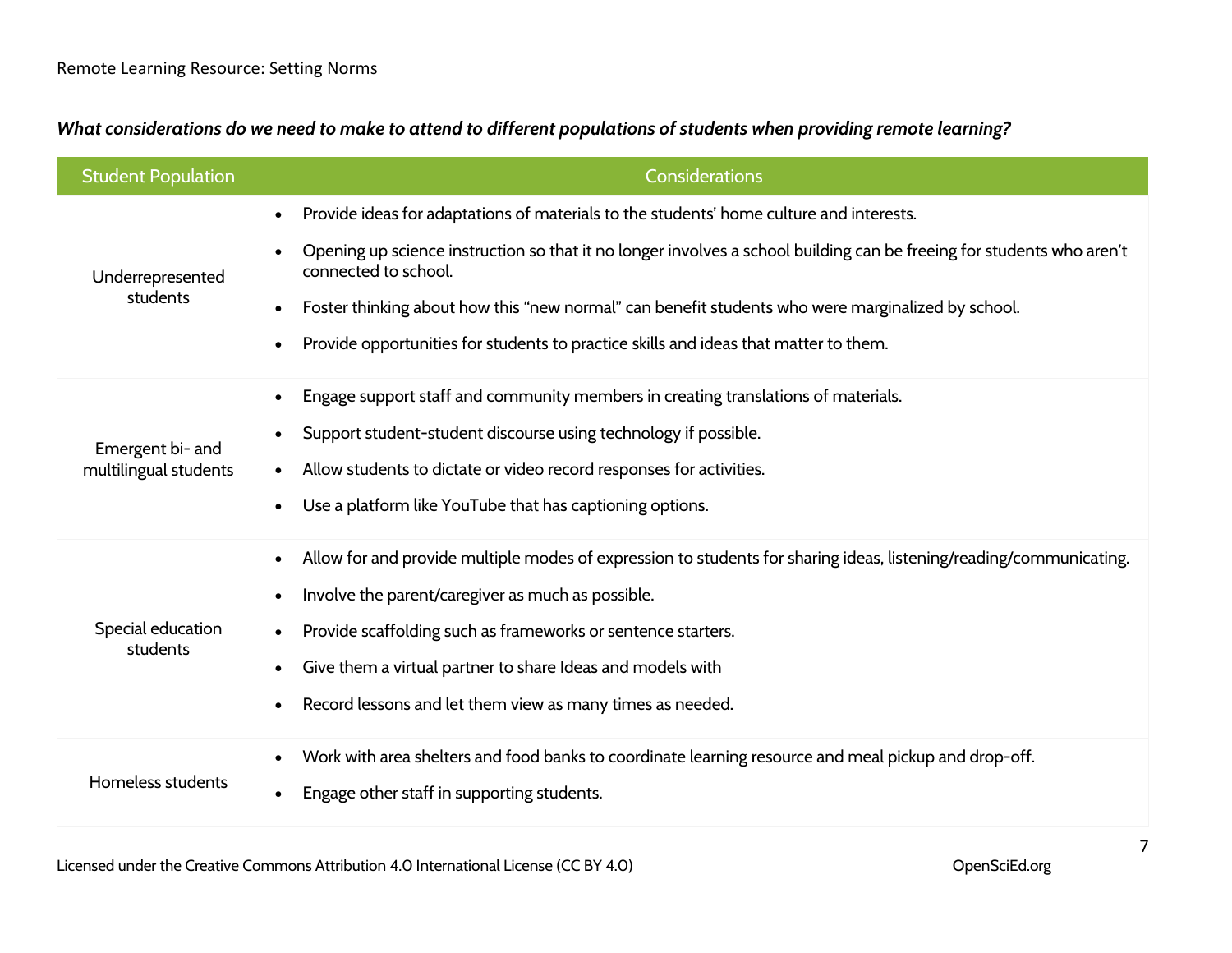***What considerations do we need to make to attend to different populations of students when providing remote learning?***

| Student Population | Considerations |
|---|---|
| Underrepresented students | • Provide ideas for adaptations of materials to the students' home culture and interests.<br>• Opening up science instruction so that it no longer involves a school building can be freeing for students who aren't connected to school.<br>• Foster thinking about how this "new normal" can benefit students who were marginalized by school.<br>• Provide opportunities for students to practice skills and ideas that matter to them. |
| Emergent bi- and multilingual students | • Engage support staff and community members in creating translations of materials.<br>• Support student-student discourse using technology if possible.<br>• Allow students to dictate or video record responses for activities.<br>• Use a platform like YouTube that has captioning options. |
| Special education students | • Allow for and provide multiple modes of expression to students for sharing ideas, listening/reading/communicating.<br>• Involve the parent/caregiver as much as possible.<br>• Provide scaffolding such as frameworks or sentence starters.<br>• Give them a virtual partner to share Ideas and models with<br>• Record lessons and let them view as many times as needed. |
| Homeless students | • Work with area shelters and food banks to coordinate learning resource and meal pickup and drop-off.<br>• Engage other staff in supporting students. |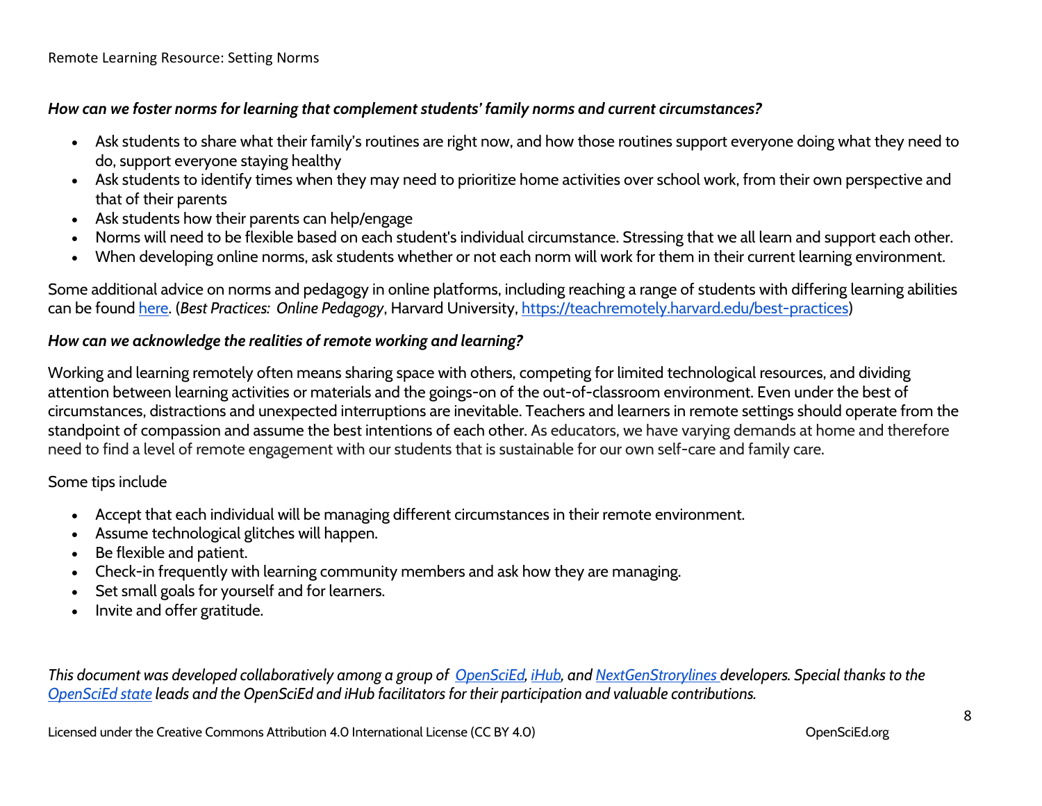*How can we foster norms for learning that complement students' family norms and current circumstances?*

- Ask students to share what their family's routines are right now, and how those routines support everyone doing what they need to do, support everyone staying healthy
- Ask students to identify times when they may need to prioritize home activities over school work, from their own perspective and that of their parents
- Ask students how their parents can help/engage
- Norms will need to be flexible based on each student's individual circumstance. Stressing that we all learn and support each other.
- When developing online norms, ask students whether or not each norm will work for them in their current learning environment.

Some additional advice on norms and pedagogy in online platforms, including reaching a range of students with differing learning abilities can be found [here](https://teachremotely.harvard.edu/best-practices). (*Best Practices: Online Pedagogy*, Harvard University, https://teachremotely.harvard.edu/best-practices)

*How can we acknowledge the realities of remote working and learning?*

Working and learning remotely often means sharing space with others, competing for limited technological resources, and dividing attention between learning activities or materials and the goings-on of the out-of-classroom environment. Even under the best of circumstances, distractions and unexpected interruptions are inevitable. Teachers and learners in remote settings should operate from the standpoint of compassion and assume the best intentions of each other. As educators, we have varying demands at home and therefore need to find a level of remote engagement with our students that is sustainable for our own self-care and family care.

Some tips include

- Accept that each individual will be managing different circumstances in their remote environment.
- Assume technological glitches will happen.
- Be flexible and patient.
- Check-in frequently with learning community members and ask how they are managing.
- Set small goals for yourself and for learners.
- Invite and offer gratitude.

*This document was developed collaboratively among a group of OpenSciEd, iHub, and NextGenStrorylines developers. Special thanks to the OpenSciEd state leads and the OpenSciEd and iHub facilitators for their participation and valuable contributions.*

Licensed under the Creative Commons Attribution 4.0 International License (CC BY 4.0) OpenSciEd.org